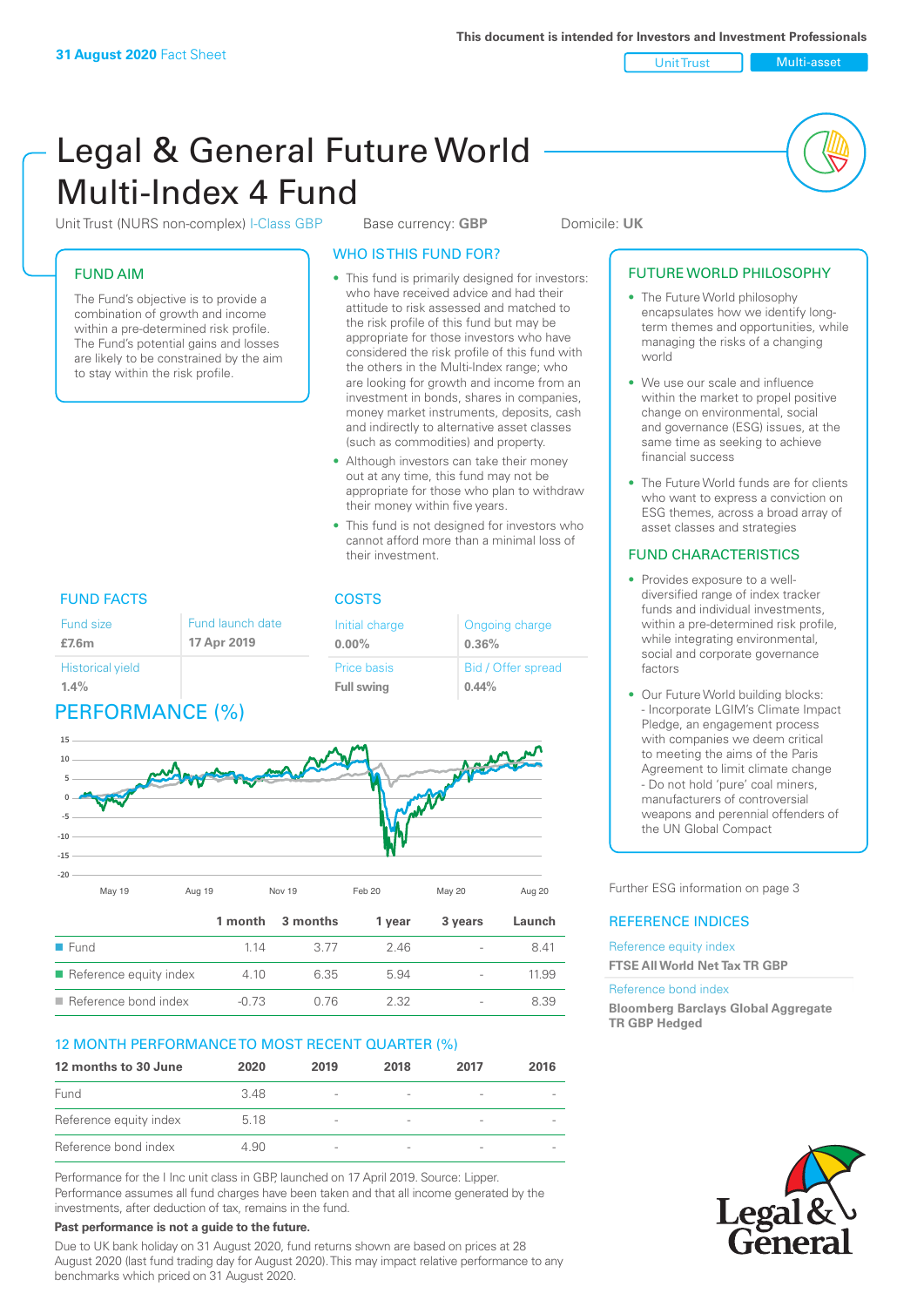**31 August 2020** Fact Sheet

This document is intended for Investors and Investment Professionals

Unit Trust | Multi-asset

# Legal & General Future World Multi-Index 4 Fund

Unit Trust (NURS non-complex) I-Class GBP | Base currency: **GBP** | Domicile: **UK**

## FUND AIM

The Fund's objective is to provide a combination of growth and income within a pre-determined risk profile. The Fund's potential gains and losses are likely to be constrained by the aim to stay within the risk profile.

## WHO IS THIS FUND FOR?

- This fund is primarily designed for investors: who have received advice and had their attitude to risk assessed and matched to the risk profile of this fund but may be appropriate for those investors who have considered the risk profile of this fund with the others in the Multi-Index range; who are looking for growth and income from an investment in bonds, shares in companies, money market instruments, deposits, cash and indirectly to alternative asset classes (such as commodities) and property.
- Although investors can take their money out at any time, this fund may not be appropriate for those who plan to withdraw their money within five years.
- This fund is not designed for investors who cannot afford more than a minimal loss of their investment.

## FUTURE WORLD PHILOSOPHY

- The Future World philosophy encapsulates how we identify long-term themes and opportunities, while managing the risks of a changing world
- We use our scale and influence within the market to propel positive change on environmental, social and governance (ESG) issues, at the same time as seeking to achieve financial success
- The Future World funds are for clients who want to express a conviction on ESG themes, across a broad array of asset classes and strategies

## FUND CHARACTERISTICS

- Provides exposure to a well-diversified range of index tracker funds and individual investments, within a pre-determined risk profile, while integrating environmental, social and corporate governance factors
- Our Future World building blocks:
  - Incorporate LGIM's Climate Impact Pledge, an engagement process with companies we deem critical to meeting the aims of the Paris Agreement to limit climate change
  - Do not hold 'pure' coal miners, manufacturers of controversial weapons and perennial offenders of the UN Global Compact

Further ESG information on page 3

## FUND FACTS

| Fund size | Fund launch date |
|---|---|
| **£7.6m** | **17 Apr 2019** |
| Historical yield | |
| **1.4%** | |

## COSTS

| Initial charge | Ongoing charge |
|---|---|
| **0.00%** | **0.36%** |
| Price basis | Bid / Offer spread |
| **Full swing** | **0.44%** |

## PERFORMANCE (%)

| | 1 month | 3 months | 1 year | 3 years | Launch |
|---|---|---|---|---|---|
| Fund | 1.14 | 3.77 | 2.46 | - | 8.41 |
| Reference equity index | 4.10 | 6.35 | 5.94 | - | 11.99 |
| Reference bond index | -0.73 | 0.76 | 2.32 | - | 8.39 |

## REFERENCE INDICES

Reference equity index
**FTSE All World Net Tax TR GBP**

Reference bond index
**Bloomberg Barclays Global Aggregate TR GBP Hedged**

## 12 MONTH PERFORMANCE TO MOST RECENT QUARTER (%)

| 12 months to 30 June | 2020 | 2019 | 2018 | 2017 | 2016 |
|---|---|---|---|---|---|
| Fund | 3.48 | - | - | - | - |
| Reference equity index | 5.18 | - | - | - | - |
| Reference bond index | 4.90 | - | - | - | - |

Performance for the I Inc unit class in GBP, launched on 17 April 2019. Source: Lipper. Performance assumes all fund charges have been taken and that all income generated by the investments, after deduction of tax, remains in the fund.

**Past performance is not a guide to the future.**

Due to UK bank holiday on 31 August 2020, fund returns shown are based on prices at 28 August 2020 (last fund trading day for August 2020). This may impact relative performance to any benchmarks which priced on 31 August 2020.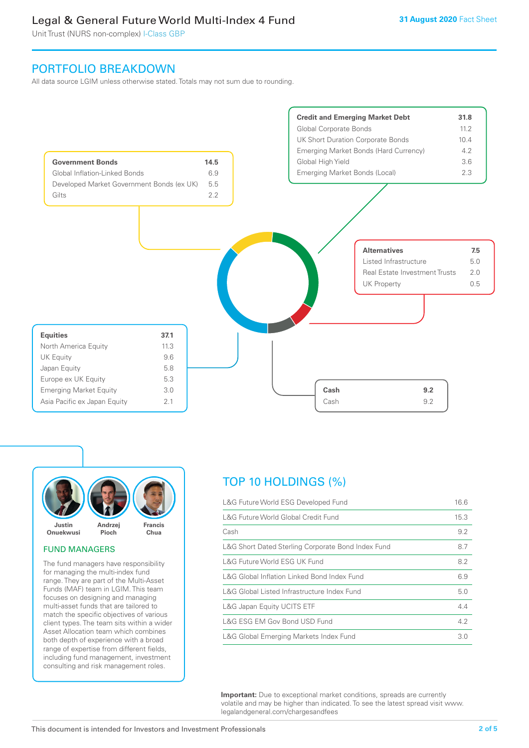## PORTFOLIO BREAKDOWN

All data source LGIM unless otherwise stated. Totals may not sum due to rounding.

| Credit and Emerging Market Debt | 31.8 |
|---|---|
| Global Corporate Bonds | 11.2 |
| UK Short Duration Corporate Bonds | 10.4 |
| Emerging Market Bonds (Hard Currency) | 4.2 |
| Global High Yield | 3.6 |
| Emerging Market Bonds (Local) | 2.3 |

| Government Bonds | 14.5 |
|---|---|
| Global Inflation-Linked Bonds | 6.9 |
| Developed Market Government Bonds (ex UK) | 5.5 |
| Gilts | 2.2 |

| Alternatives | 7.5 |
|---|---|
| Listed Infrastructure | 5.0 |
| Real Estate Investment Trusts | 2.0 |
| UK Property | 0.5 |

| Equities | 37.1 |
|---|---|
| North America Equity | 11.3 |
| UK Equity | 9.6 |
| Japan Equity | 5.8 |
| Europe ex UK Equity | 5.3 |
| Emerging Market Equity | 3.0 |
| Asia Pacific ex Japan Equity | 2.1 |

| Cash | 9.2 |
|---|---|
| Cash | 9.2 |

Justin Onuekwusi, Andrzej Pioch, Francis Chua

### FUND MANAGERS

The fund managers have responsibility for managing the multi-index fund range. They are part of the Multi-Asset Funds (MAF) team in LGIM. This team focuses on designing and managing multi-asset funds that are tailored to match the specific objectives of various client types. The team sits within a wider Asset Allocation team which combines both depth of experience with a broad range of expertise from different fields, including fund management, investment consulting and risk management roles.

## TOP 10 HOLDINGS (%)

| Holding | % |
|---|---|
| L&G Future World ESG Developed Fund | 16.6 |
| L&G Future World Global Credit Fund | 15.3 |
| Cash | 9.2 |
| L&G Short Dated Sterling Corporate Bond Index Fund | 8.7 |
| L&G Future World ESG UK Fund | 8.2 |
| L&G Global Inflation Linked Bond Index Fund | 6.9 |
| L&G Global Listed Infrastructure Index Fund | 5.0 |
| L&G Japan Equity UCITS ETF | 4.4 |
| L&G ESG EM Gov Bond USD Fund | 4.2 |
| L&G Global Emerging Markets Index Fund | 3.0 |

**Important:** Due to exceptional market conditions, spreads are currently volatile and may be higher than indicated. To see the latest spread visit www.legalandgeneral.com/chargesandfees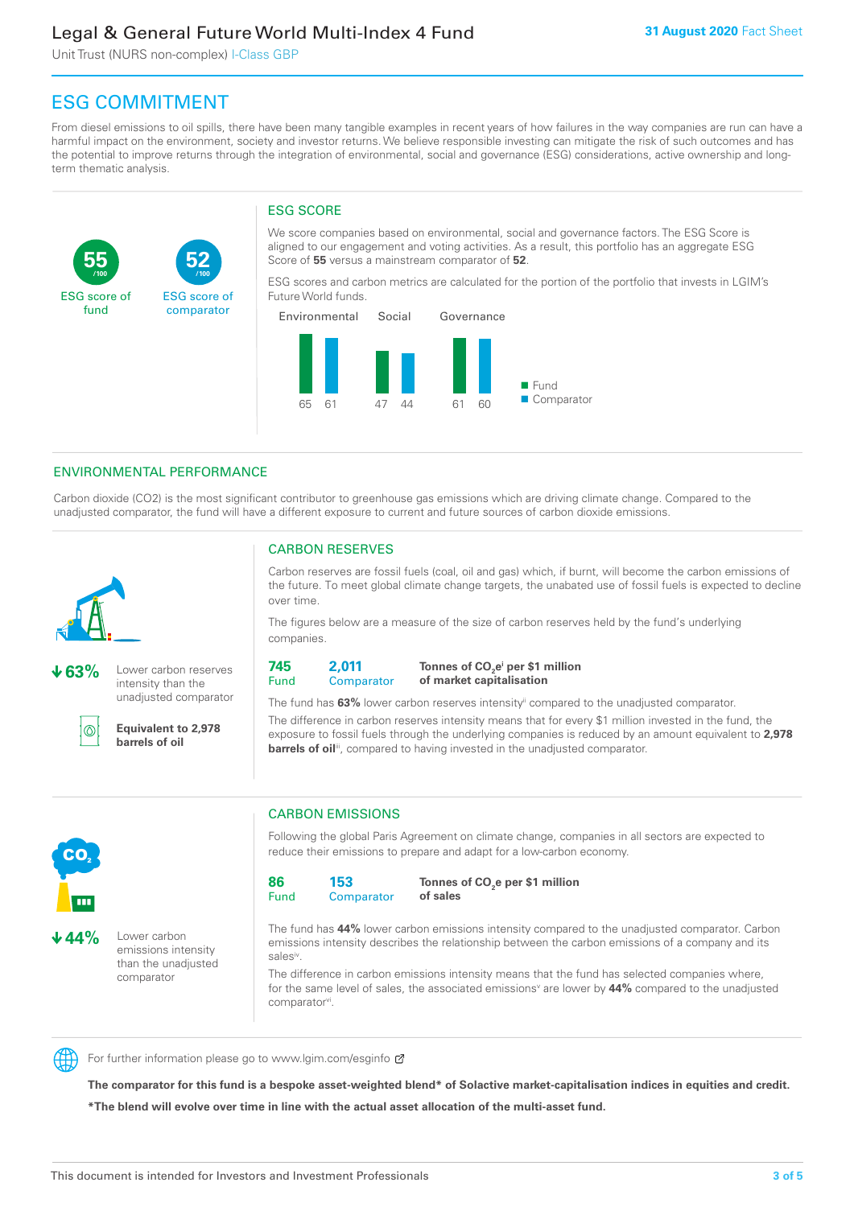# ESG COMMITMENT

From diesel emissions to oil spills, there have been many tangible examples in recent years of how failures in the way companies are run can have a harmful impact on the environment, society and investor returns. We believe responsible investing can mitigate the risk of such outcomes and has the potential to improve returns through the integration of environmental, social and governance (ESG) considerations, active ownership and long-term thematic analysis.

**55** /100 ESG score of fund

**52** /100 ESG score of comparator

## ESG SCORE

We score companies based on environmental, social and governance factors. The ESG Score is aligned to our engagement and voting activities. As a result, this portfolio has an aggregate ESG Score of **55** versus a mainstream comparator of **52**.

ESG scores and carbon metrics are calculated for the portion of the portfolio that invests in LGIM's Future World funds.

| | Environmental | Social | Governance |
|---|---|---|---|
| Fund | 65 | 47 | 61 |
| Comparator | 61 | 44 | 60 |

## ENVIRONMENTAL PERFORMANCE

Carbon dioxide (CO2) is the most significant contributor to greenhouse gas emissions which are driving climate change. Compared to the unadjusted comparator, the fund will have a different exposure to current and future sources of carbon dioxide emissions.

**↓63%** Lower carbon reserves intensity than the unadjusted comparator

**Equivalent to 2,978 barrels of oil**

### CARBON RESERVES

Carbon reserves are fossil fuels (coal, oil and gas) which, if burnt, will become the carbon emissions of the future. To meet global climate change targets, the unabated use of fossil fuels is expected to decline over time.

The figures below are a measure of the size of carbon reserves held by the fund's underlying companies.

**745** Fund | **2,011** Comparator | **Tonnes of $CO_2e$[i] per $1 million of market capitalisation**

The fund has **63%** lower carbon reserves intensity[ii] compared to the unadjusted comparator.

The difference in carbon reserves intensity means that for every $1 million invested in the fund, the exposure to fossil fuels through the underlying companies is reduced by an amount equivalent to **2,978 barrels of oil**[iii], compared to having invested in the unadjusted comparator.

**↓44%** Lower carbon emissions intensity than the unadjusted comparator

### CARBON EMISSIONS

Following the global Paris Agreement on climate change, companies in all sectors are expected to reduce their emissions to prepare and adapt for a low-carbon economy.

**86** Fund | **153** Comparator | **Tonnes of $CO_2e$ per $1 million of sales**

The fund has **44%** lower carbon emissions intensity compared to the unadjusted comparator. Carbon emissions intensity describes the relationship between the carbon emissions of a company and its sales[iv].

The difference in carbon emissions intensity means that the fund has selected companies where, for the same level of sales, the associated emissions[v] are lower by **44%** compared to the unadjusted comparator[vi].

For further information please go to www.lgim.com/esginfo

**The comparator for this fund is a bespoke asset-weighted blend* of Solactive market-capitalisation indices in equities and credit.**

**\*The blend will evolve over time in line with the actual asset allocation of the multi-asset fund.**

This document is intended for Investors and Investment Professionals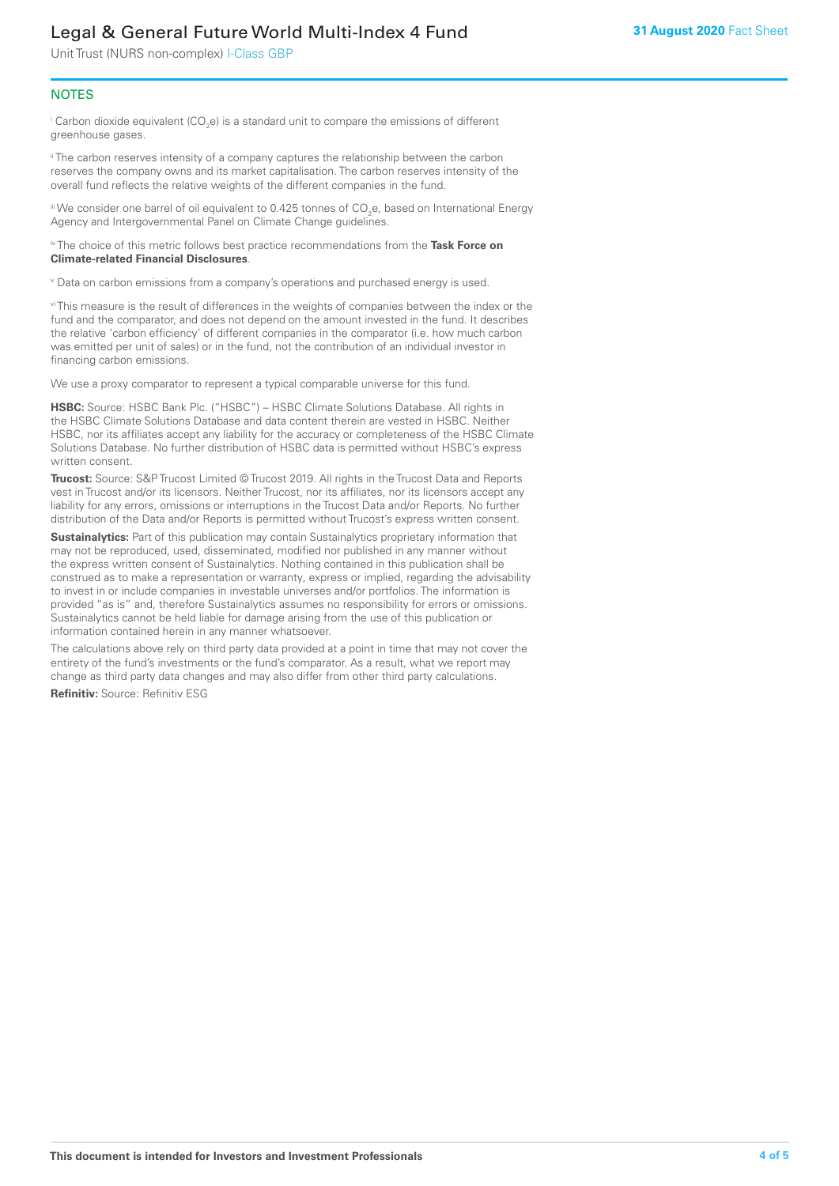## NOTES

[i] Carbon dioxide equivalent ($CO_2e$) is a standard unit to compare the emissions of different greenhouse gases.

[ii] The carbon reserves intensity of a company captures the relationship between the carbon reserves the company owns and its market capitalisation. The carbon reserves intensity of the overall fund reflects the relative weights of the different companies in the fund.

[iii] We consider one barrel of oil equivalent to 0.425 tonnes of $CO_2e$, based on International Energy Agency and Intergovernmental Panel on Climate Change guidelines.

[iv] The choice of this metric follows best practice recommendations from the **Task Force on Climate-related Financial Disclosures**.

[v] Data on carbon emissions from a company's operations and purchased energy is used.

[vi] This measure is the result of differences in the weights of companies between the index or the fund and the comparator, and does not depend on the amount invested in the fund. It describes the relative 'carbon efficiency' of different companies in the comparator (i.e. how much carbon was emitted per unit of sales) or in the fund, not the contribution of an individual investor in financing carbon emissions.

We use a proxy comparator to represent a typical comparable universe for this fund.

**HSBC:** Source: HSBC Bank Plc. ("HSBC") – HSBC Climate Solutions Database. All rights in the HSBC Climate Solutions Database and data content therein are vested in HSBC. Neither HSBC, nor its affiliates accept any liability for the accuracy or completeness of the HSBC Climate Solutions Database. No further distribution of HSBC data is permitted without HSBC's express written consent.

**Trucost:** Source: S&P Trucost Limited © Trucost 2019. All rights in the Trucost Data and Reports vest in Trucost and/or its licensors. Neither Trucost, nor its affiliates, nor its licensors accept any liability for any errors, omissions or interruptions in the Trucost Data and/or Reports. No further distribution of the Data and/or Reports is permitted without Trucost's express written consent.

**Sustainalytics:** Part of this publication may contain Sustainalytics proprietary information that may not be reproduced, used, disseminated, modified nor published in any manner without the express written consent of Sustainalytics. Nothing contained in this publication shall be construed as to make a representation or warranty, express or implied, regarding the advisability to invest in or include companies in investable universes and/or portfolios. The information is provided "as is" and, therefore Sustainalytics assumes no responsibility for errors or omissions. Sustainalytics cannot be held liable for damage arising from the use of this publication or information contained herein in any manner whatsoever.

The calculations above rely on third party data provided at a point in time that may not cover the entirety of the fund's investments or the fund's comparator. As a result, what we report may change as third party data changes and may also differ from other third party calculations.

**Refinitiv:** Source: Refinitiv ESG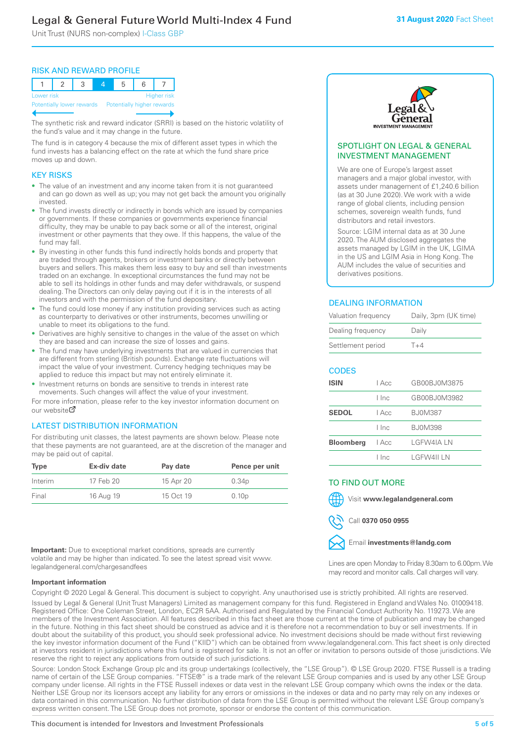# Legal & General Future World Multi-Index 4 Fund

Unit Trust (NURS non-complex) I-Class GBP

31 August 2020 Fact Sheet

## RISK AND REWARD PROFILE

| 1 | 2 | 3 | 4 | 5 | 6 | 7 |
|---|---|---|---|---|---|---|

Lower risk — Higher risk

Potentially lower rewards — Potentially higher rewards

The synthetic risk and reward indicator (SRRI) is based on the historic volatility of the fund's value and it may change in the future.

The fund is in category 4 because the mix of different asset types in which the fund invests has a balancing effect on the rate at which the fund share price moves up and down.

## KEY RISKS

- The value of an investment and any income taken from it is not guaranteed and can go down as well as up; you may not get back the amount you originally invested.
- The fund invests directly or indirectly in bonds which are issued by companies or governments. If these companies or governments experience financial difficulty, they may be unable to pay back some or all of the interest, original investment or other payments that they owe. If this happens, the value of the fund may fall.
- By investing in other funds this fund indirectly holds bonds and property that are traded through agents, brokers or investment banks or directly between buyers and sellers. This makes them less easy to buy and sell than investments traded on an exchange. In exceptional circumstances the fund may not be able to sell its holdings in other funds and may defer withdrawals, or suspend dealing. The Directors can only delay paying out if it is in the interests of all investors and with the permission of the fund depositary.
- The fund could lose money if any institution providing services such as acting as counterparty to derivatives or other instruments, becomes unwilling or unable to meet its obligations to the fund.
- Derivatives are highly sensitive to changes in the value of the asset on which they are based and can increase the size of losses and gains.
- The fund may have underlying investments that are valued in currencies that are different from sterling (British pounds). Exchange rate fluctuations will impact the value of your investment. Currency hedging techniques may be applied to reduce this impact but may not entirely eliminate it.
- Investment returns on bonds are sensitive to trends in interest rate movements. Such changes will affect the value of your investment.

For more information, please refer to the key investor information document on our website

## LATEST DISTRIBUTION INFORMATION

For distributing unit classes, the latest payments are shown below. Please note that these payments are not guaranteed, are at the discretion of the manager and may be paid out of capital.

| Type | Ex-div date | Pay date | Pence per unit |
|---|---|---|---|
| Interim | 17 Feb 20 | 15 Apr 20 | 0.34p |
| Final | 16 Aug 19 | 15 Oct 19 | 0.10p |

**Important:** Due to exceptional market conditions, spreads are currently volatile and may be higher than indicated. To see the latest spread visit www.legalandgeneral.com/chargesandfees

## SPOTLIGHT ON LEGAL & GENERAL INVESTMENT MANAGEMENT

We are one of Europe's largest asset managers and a major global investor, with assets under management of £1,240.6 billion (as at 30 June 2020). We work with a wide range of global clients, including pension schemes, sovereign wealth funds, fund distributors and retail investors.

Source: LGIM internal data as at 30 June 2020. The AUM disclosed aggregates the assets managed by LGIM in the UK, LGIMA in the US and LGIM Asia in Hong Kong. The AUM includes the value of securities and derivatives positions.

## DEALING INFORMATION

| | |
|---|---|
| Valuation frequency | Daily, 3pm (UK time) |
| Dealing frequency | Daily |
| Settlement period | T+4 |

## CODES

| | | |
|---|---|---|
| **ISIN** | I Acc | GB00BJ0M3875 |
| | I Inc | GB00BJ0M3982 |
| **SEDOL** | I Acc | BJ0M387 |
| | I Inc | BJ0M398 |
| **Bloomberg** | I Acc | LGFW4IA LN |
| | I Inc | LGFW4II LN |

## TO FIND OUT MORE

Visit **www.legalandgeneral.com**

Call **0370 050 0955**

Email **investments@landg.com**

Lines are open Monday to Friday 8.30am to 6.00pm. We may record and monitor calls. Call charges will vary.

### Important information

Copyright © 2020 Legal & General. This document is subject to copyright. Any unauthorised use is strictly prohibited. All rights are reserved.

Issued by Legal & General (Unit Trust Managers) Limited as management company for this fund. Registered in England and Wales No. 01009418. Registered Office: One Coleman Street, London, EC2R 5AA. Authorised and Regulated by the Financial Conduct Authority No. 119273. We are members of the Investment Association. All features described in this fact sheet are those current at the time of publication and may be changed in the future. Nothing in this fact sheet should be construed as advice and it is therefore not a recommendation to buy or sell investments. If in doubt about the suitability of this product, you should seek professional advice. No investment decisions should be made without first reviewing the key investor information document of the Fund ("KIID") which can be obtained from www.legalandgeneral.com. This fact sheet is only directed at investors resident in jurisdictions where this fund is registered for sale. It is not an offer or invitation to persons outside of those jurisdictions. We reserve the right to reject any applications from outside of such jurisdictions.

Source: London Stock Exchange Group plc and its group undertakings (collectively, the "LSE Group"). © LSE Group 2020. FTSE Russell is a trading name of certain of the LSE Group companies. "FTSE®" is a trade mark of the relevant LSE Group companies and is used by any other LSE Group company under license. All rights in the FTSE Russell indexes or data vest in the relevant LSE Group company which owns the index or the data. Neither LSE Group nor its licensors accept any liability for any errors or omissions in the indexes or data and no party may rely on any indexes or data contained in this communication. No further distribution of data from the LSE Group is permitted without the relevant LSE Group company's express written consent. The LSE Group does not promote, sponsor or endorse the content of this communication.

This document is intended for Investors and Investment Professionals